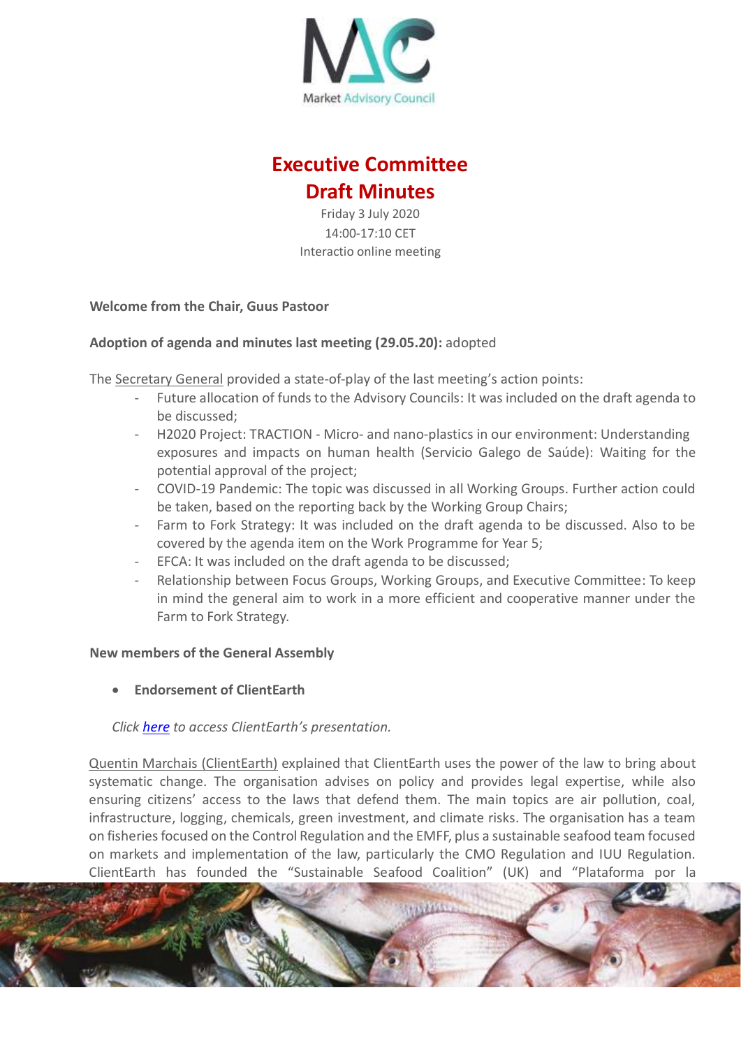# Executive Committee
# Draft Minutes

Friday 3 July 2020
14:00-17:10 CET
Interactio online meeting

**Welcome from the Chair, Guus Pastoor**

**Adoption of agenda and minutes last meeting (29.05.20):** adopted

The Secretary General provided a state-of-play of the last meeting's action points:

- Future allocation of funds to the Advisory Councils: It was included on the draft agenda to be discussed;
- H2020 Project: TRACTION - Micro- and nano-plastics in our environment: Understanding exposures and impacts on human health (Servicio Galego de Saúde): Waiting for the potential approval of the project;
- COVID-19 Pandemic: The topic was discussed in all Working Groups. Further action could be taken, based on the reporting back by the Working Group Chairs;
- Farm to Fork Strategy: It was included on the draft agenda to be discussed. Also to be covered by the agenda item on the Work Programme for Year 5;
- EFCA: It was included on the draft agenda to be discussed;
- Relationship between Focus Groups, Working Groups, and Executive Committee: To keep in mind the general aim to work in a more efficient and cooperative manner under the Farm to Fork Strategy.

**New members of the General Assembly**

- **Endorsement of ClientEarth**

*Click here to access ClientEarth's presentation.*

Quentin Marchais (ClientEarth) explained that ClientEarth uses the power of the law to bring about systematic change. The organisation advises on policy and provides legal expertise, while also ensuring citizens' access to the laws that defend them. The main topics are air pollution, coal, infrastructure, logging, chemicals, green investment, and climate risks. The organisation has a team on fisheries focused on the Control Regulation and the EMFF, plus a sustainable seafood team focused on markets and implementation of the law, particularly the CMO Regulation and IUU Regulation. ClientEarth has founded the "Sustainable Seafood Coalition" (UK) and "Plataforma por la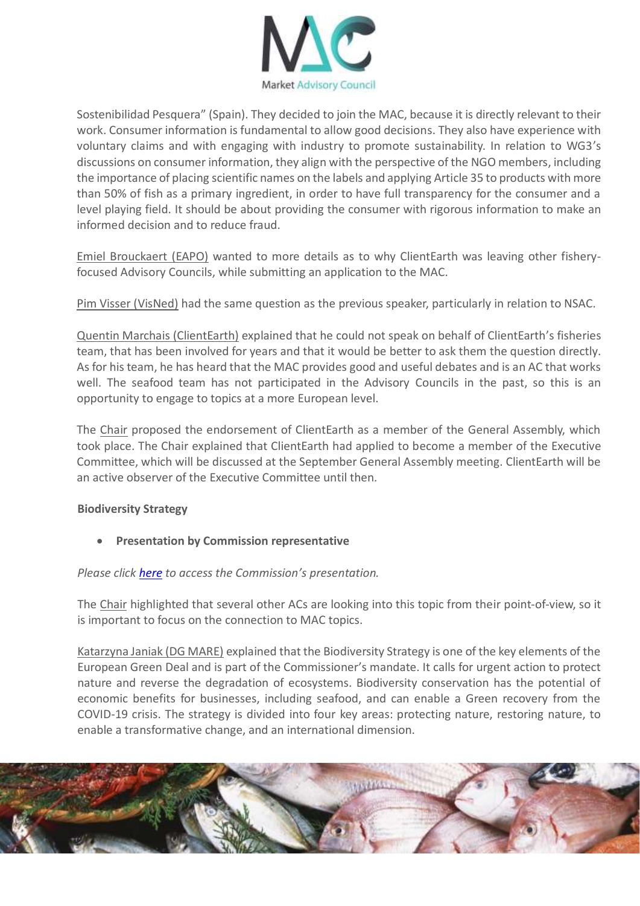Sostenibilidad Pesquera" (Spain). They decided to join the MAC, because it is directly relevant to their work. Consumer information is fundamental to allow good decisions. They also have experience with voluntary claims and with engaging with industry to promote sustainability. In relation to WG3's discussions on consumer information, they align with the perspective of the NGO members, including the importance of placing scientific names on the labels and applying Article 35 to products with more than 50% of fish as a primary ingredient, in order to have full transparency for the consumer and a level playing field. It should be about providing the consumer with rigorous information to make an informed decision and to reduce fraud.

Emiel Brouckaert (EAPO) wanted to more details as to why ClientEarth was leaving other fishery-focused Advisory Councils, while submitting an application to the MAC.

Pim Visser (VisNed) had the same question as the previous speaker, particularly in relation to NSAC.

Quentin Marchais (ClientEarth) explained that he could not speak on behalf of ClientEarth's fisheries team, that has been involved for years and that it would be better to ask them the question directly. As for his team, he has heard that the MAC provides good and useful debates and is an AC that works well. The seafood team has not participated in the Advisory Councils in the past, so this is an opportunity to engage to topics at a more European level.

The Chair proposed the endorsement of ClientEarth as a member of the General Assembly, which took place. The Chair explained that ClientEarth had applied to become a member of the Executive Committee, which will be discussed at the September General Assembly meeting. ClientEarth will be an active observer of the Executive Committee until then.

**Biodiversity Strategy**

- **Presentation by Commission representative**

*Please click here to access the Commission's presentation.*

The Chair highlighted that several other ACs are looking into this topic from their point-of-view, so it is important to focus on the connection to MAC topics.

Katarzyna Janiak (DG MARE) explained that the Biodiversity Strategy is one of the key elements of the European Green Deal and is part of the Commissioner's mandate. It calls for urgent action to protect nature and reverse the degradation of ecosystems. Biodiversity conservation has the potential of economic benefits for businesses, including seafood, and can enable a Green recovery from the COVID-19 crisis. The strategy is divided into four key areas: protecting nature, restoring nature, to enable a transformative change, and an international dimension.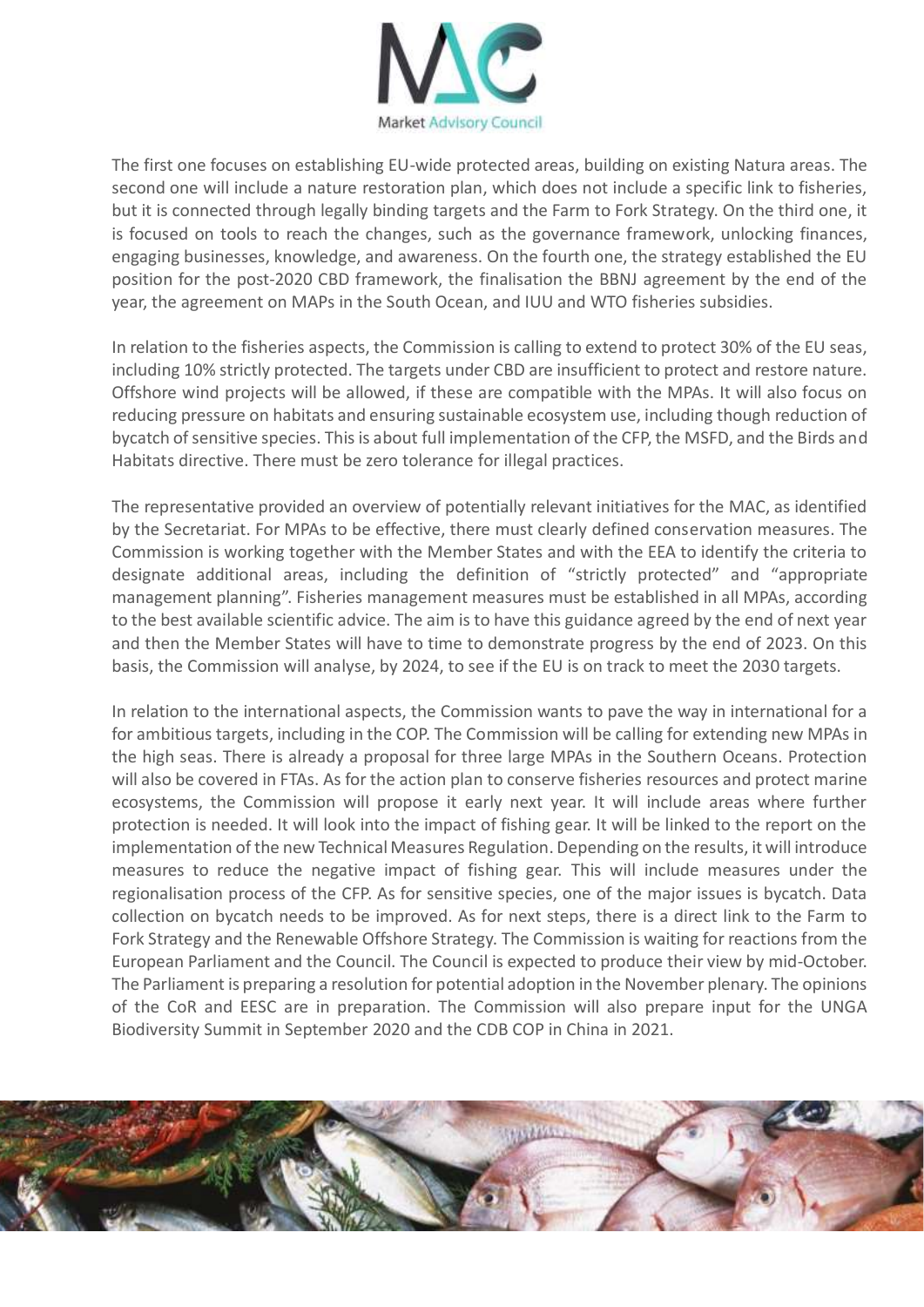The first one focuses on establishing EU-wide protected areas, building on existing Natura areas. The second one will include a nature restoration plan, which does not include a specific link to fisheries, but it is connected through legally binding targets and the Farm to Fork Strategy. On the third one, it is focused on tools to reach the changes, such as the governance framework, unlocking finances, engaging businesses, knowledge, and awareness. On the fourth one, the strategy established the EU position for the post-2020 CBD framework, the finalisation the BBNJ agreement by the end of the year, the agreement on MAPs in the South Ocean, and IUU and WTO fisheries subsidies.

In relation to the fisheries aspects, the Commission is calling to extend to protect 30% of the EU seas, including 10% strictly protected. The targets under CBD are insufficient to protect and restore nature. Offshore wind projects will be allowed, if these are compatible with the MPAs. It will also focus on reducing pressure on habitats and ensuring sustainable ecosystem use, including though reduction of bycatch of sensitive species. This is about full implementation of the CFP, the MSFD, and the Birds and Habitats directive. There must be zero tolerance for illegal practices.

The representative provided an overview of potentially relevant initiatives for the MAC, as identified by the Secretariat. For MPAs to be effective, there must clearly defined conservation measures. The Commission is working together with the Member States and with the EEA to identify the criteria to designate additional areas, including the definition of "strictly protected" and "appropriate management planning". Fisheries management measures must be established in all MPAs, according to the best available scientific advice. The aim is to have this guidance agreed by the end of next year and then the Member States will have to time to demonstrate progress by the end of 2023. On this basis, the Commission will analyse, by 2024, to see if the EU is on track to meet the 2030 targets.

In relation to the international aspects, the Commission wants to pave the way in international for a for ambitious targets, including in the COP. The Commission will be calling for extending new MPAs in the high seas. There is already a proposal for three large MPAs in the Southern Oceans. Protection will also be covered in FTAs. As for the action plan to conserve fisheries resources and protect marine ecosystems, the Commission will propose it early next year. It will include areas where further protection is needed. It will look into the impact of fishing gear. It will be linked to the report on the implementation of the new Technical Measures Regulation. Depending on the results, it will introduce measures to reduce the negative impact of fishing gear. This will include measures under the regionalisation process of the CFP. As for sensitive species, one of the major issues is bycatch. Data collection on bycatch needs to be improved. As for next steps, there is a direct link to the Farm to Fork Strategy and the Renewable Offshore Strategy. The Commission is waiting for reactions from the European Parliament and the Council. The Council is expected to produce their view by mid-October. The Parliament is preparing a resolution for potential adoption in the November plenary. The opinions of the CoR and EESC are in preparation. The Commission will also prepare input for the UNGA Biodiversity Summit in September 2020 and the CDB COP in China in 2021.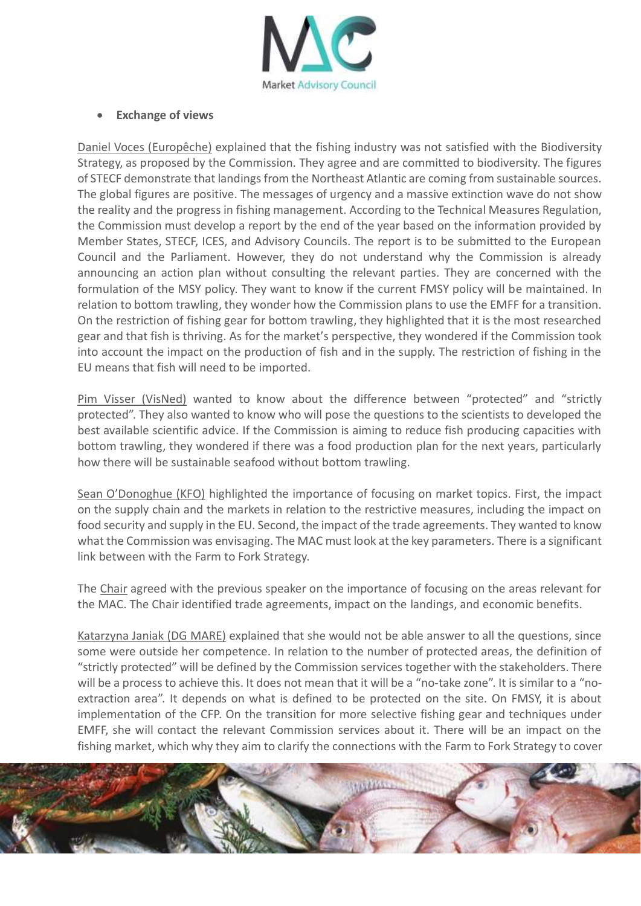- **Exchange of views**

Daniel Voces (Europêche) explained that the fishing industry was not satisfied with the Biodiversity Strategy, as proposed by the Commission. They agree and are committed to biodiversity. The figures of STECF demonstrate that landings from the Northeast Atlantic are coming from sustainable sources. The global figures are positive. The messages of urgency and a massive extinction wave do not show the reality and the progress in fishing management. According to the Technical Measures Regulation, the Commission must develop a report by the end of the year based on the information provided by Member States, STECF, ICES, and Advisory Councils. The report is to be submitted to the European Council and the Parliament. However, they do not understand why the Commission is already announcing an action plan without consulting the relevant parties. They are concerned with the formulation of the MSY policy. They want to know if the current FMSY policy will be maintained. In relation to bottom trawling, they wonder how the Commission plans to use the EMFF for a transition. On the restriction of fishing gear for bottom trawling, they highlighted that it is the most researched gear and that fish is thriving. As for the market's perspective, they wondered if the Commission took into account the impact on the production of fish and in the supply. The restriction of fishing in the EU means that fish will need to be imported.

Pim Visser (VisNed) wanted to know about the difference between "protected" and "strictly protected". They also wanted to know who will pose the questions to the scientists to developed the best available scientific advice. If the Commission is aiming to reduce fish producing capacities with bottom trawling, they wondered if there was a food production plan for the next years, particularly how there will be sustainable seafood without bottom trawling.

Sean O'Donoghue (KFO) highlighted the importance of focusing on market topics. First, the impact on the supply chain and the markets in relation to the restrictive measures, including the impact on food security and supply in the EU. Second, the impact of the trade agreements. They wanted to know what the Commission was envisaging. The MAC must look at the key parameters. There is a significant link between with the Farm to Fork Strategy.

The Chair agreed with the previous speaker on the importance of focusing on the areas relevant for the MAC. The Chair identified trade agreements, impact on the landings, and economic benefits.

Katarzyna Janiak (DG MARE) explained that she would not be able answer to all the questions, since some were outside her competence. In relation to the number of protected areas, the definition of "strictly protected" will be defined by the Commission services together with the stakeholders. There will be a process to achieve this. It does not mean that it will be a "no-take zone". It is similar to a "no-extraction area". It depends on what is defined to be protected on the site. On FMSY, it is about implementation of the CFP. On the transition for more selective fishing gear and techniques under EMFF, she will contact the relevant Commission services about it. There will be an impact on the fishing market, which why they aim to clarify the connections with the Farm to Fork Strategy to cover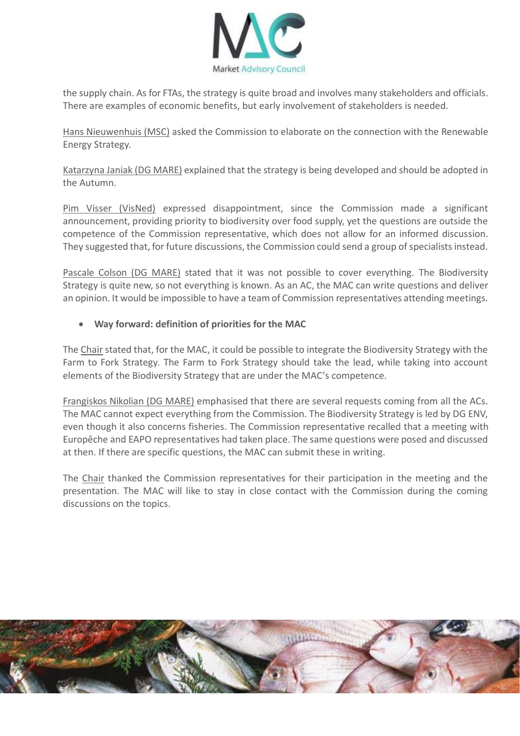the supply chain. As for FTAs, the strategy is quite broad and involves many stakeholders and officials. There are examples of economic benefits, but early involvement of stakeholders is needed.

Hans Nieuwenhuis (MSC) asked the Commission to elaborate on the connection with the Renewable Energy Strategy.

Katarzyna Janiak (DG MARE) explained that the strategy is being developed and should be adopted in the Autumn.

Pim Visser (VisNed) expressed disappointment, since the Commission made a significant announcement, providing priority to biodiversity over food supply, yet the questions are outside the competence of the Commission representative, which does not allow for an informed discussion. They suggested that, for future discussions, the Commission could send a group of specialists instead.

Pascale Colson (DG MARE) stated that it was not possible to cover everything. The Biodiversity Strategy is quite new, so not everything is known. As an AC, the MAC can write questions and deliver an opinion. It would be impossible to have a team of Commission representatives attending meetings.

- **Way forward: definition of priorities for the MAC**

The Chair stated that, for the MAC, it could be possible to integrate the Biodiversity Strategy with the Farm to Fork Strategy. The Farm to Fork Strategy should take the lead, while taking into account elements of the Biodiversity Strategy that are under the MAC's competence.

Frangiskos Nikolian (DG MARE) emphasised that there are several requests coming from all the ACs. The MAC cannot expect everything from the Commission. The Biodiversity Strategy is led by DG ENV, even though it also concerns fisheries. The Commission representative recalled that a meeting with Europêche and EAPO representatives had taken place. The same questions were posed and discussed at then. If there are specific questions, the MAC can submit these in writing.

The Chair thanked the Commission representatives for their participation in the meeting and the presentation. The MAC will like to stay in close contact with the Commission during the coming discussions on the topics.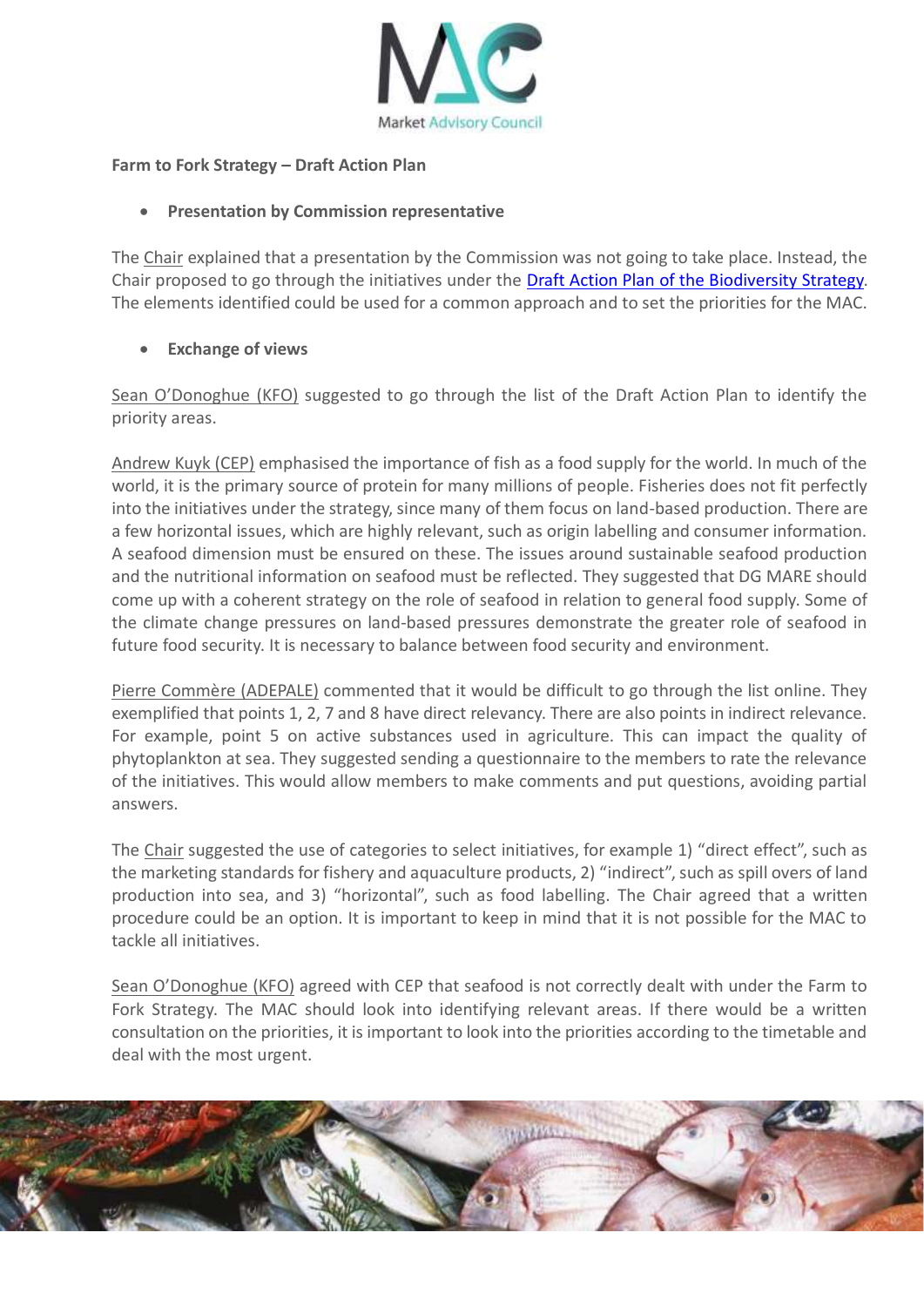**Farm to Fork Strategy – Draft Action Plan**

- **Presentation by Commission representative**

The Chair explained that a presentation by the Commission was not going to take place. Instead, the Chair proposed to go through the initiatives under the [Draft Action Plan of the Biodiversity Strategy](). The elements identified could be used for a common approach and to set the priorities for the MAC.

- **Exchange of views**

Sean O'Donoghue (KFO) suggested to go through the list of the Draft Action Plan to identify the priority areas.

Andrew Kuyk (CEP) emphasised the importance of fish as a food supply for the world. In much of the world, it is the primary source of protein for many millions of people. Fisheries does not fit perfectly into the initiatives under the strategy, since many of them focus on land-based production. There are a few horizontal issues, which are highly relevant, such as origin labelling and consumer information. A seafood dimension must be ensured on these. The issues around sustainable seafood production and the nutritional information on seafood must be reflected. They suggested that DG MARE should come up with a coherent strategy on the role of seafood in relation to general food supply. Some of the climate change pressures on land-based pressures demonstrate the greater role of seafood in future food security. It is necessary to balance between food security and environment.

Pierre Commère (ADEPALE) commented that it would be difficult to go through the list online. They exemplified that points 1, 2, 7 and 8 have direct relevancy. There are also points in indirect relevance. For example, point 5 on active substances used in agriculture. This can impact the quality of phytoplankton at sea. They suggested sending a questionnaire to the members to rate the relevance of the initiatives. This would allow members to make comments and put questions, avoiding partial answers.

The Chair suggested the use of categories to select initiatives, for example 1) "direct effect", such as the marketing standards for fishery and aquaculture products, 2) "indirect", such as spill overs of land production into sea, and 3) "horizontal", such as food labelling. The Chair agreed that a written procedure could be an option. It is important to keep in mind that it is not possible for the MAC to tackle all initiatives.

Sean O'Donoghue (KFO) agreed with CEP that seafood is not correctly dealt with under the Farm to Fork Strategy. The MAC should look into identifying relevant areas. If there would be a written consultation on the priorities, it is important to look into the priorities according to the timetable and deal with the most urgent.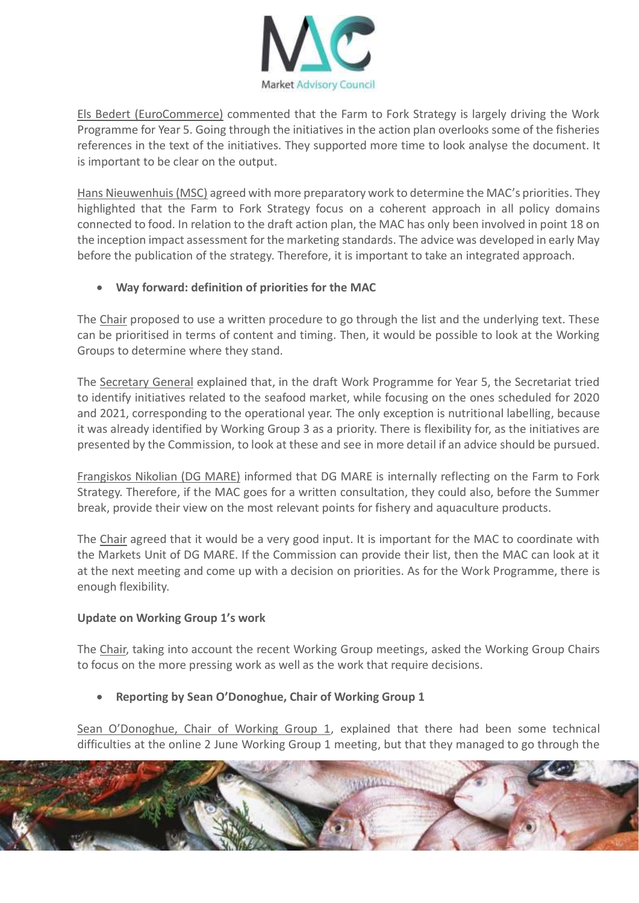Els Bedert (EuroCommerce) commented that the Farm to Fork Strategy is largely driving the Work Programme for Year 5. Going through the initiatives in the action plan overlooks some of the fisheries references in the text of the initiatives. They supported more time to look analyse the document. It is important to be clear on the output.

Hans Nieuwenhuis (MSC) agreed with more preparatory work to determine the MAC's priorities. They highlighted that the Farm to Fork Strategy focus on a coherent approach in all policy domains connected to food. In relation to the draft action plan, the MAC has only been involved in point 18 on the inception impact assessment for the marketing standards. The advice was developed in early May before the publication of the strategy. Therefore, it is important to take an integrated approach.

- **Way forward: definition of priorities for the MAC**

The Chair proposed to use a written procedure to go through the list and the underlying text. These can be prioritised in terms of content and timing. Then, it would be possible to look at the Working Groups to determine where they stand.

The Secretary General explained that, in the draft Work Programme for Year 5, the Secretariat tried to identify initiatives related to the seafood market, while focusing on the ones scheduled for 2020 and 2021, corresponding to the operational year. The only exception is nutritional labelling, because it was already identified by Working Group 3 as a priority. There is flexibility for, as the initiatives are presented by the Commission, to look at these and see in more detail if an advice should be pursued.

Frangiskos Nikolian (DG MARE) informed that DG MARE is internally reflecting on the Farm to Fork Strategy. Therefore, if the MAC goes for a written consultation, they could also, before the Summer break, provide their view on the most relevant points for fishery and aquaculture products.

The Chair agreed that it would be a very good input. It is important for the MAC to coordinate with the Markets Unit of DG MARE. If the Commission can provide their list, then the MAC can look at it at the next meeting and come up with a decision on priorities. As for the Work Programme, there is enough flexibility.

**Update on Working Group 1's work**

The Chair, taking into account the recent Working Group meetings, asked the Working Group Chairs to focus on the more pressing work as well as the work that require decisions.

- **Reporting by Sean O'Donoghue, Chair of Working Group 1**

Sean O'Donoghue, Chair of Working Group 1, explained that there had been some technical difficulties at the online 2 June Working Group 1 meeting, but that they managed to go through the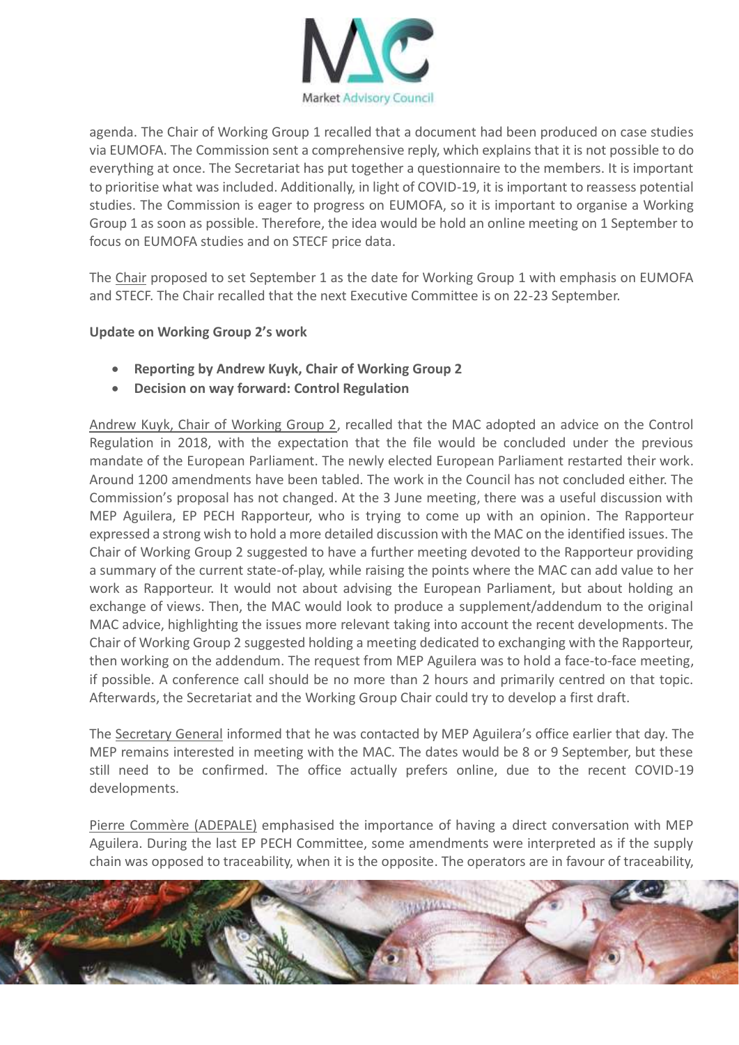agenda. The Chair of Working Group 1 recalled that a document had been produced on case studies via EUMOFA. The Commission sent a comprehensive reply, which explains that it is not possible to do everything at once. The Secretariat has put together a questionnaire to the members. It is important to prioritise what was included. Additionally, in light of COVID-19, it is important to reassess potential studies. The Commission is eager to progress on EUMOFA, so it is important to organise a Working Group 1 as soon as possible. Therefore, the idea would be hold an online meeting on 1 September to focus on EUMOFA studies and on STECF price data.

The Chair proposed to set September 1 as the date for Working Group 1 with emphasis on EUMOFA and STECF. The Chair recalled that the next Executive Committee is on 22-23 September.

**Update on Working Group 2's work**

- **Reporting by Andrew Kuyk, Chair of Working Group 2**
- **Decision on way forward: Control Regulation**

Andrew Kuyk, Chair of Working Group 2, recalled that the MAC adopted an advice on the Control Regulation in 2018, with the expectation that the file would be concluded under the previous mandate of the European Parliament. The newly elected European Parliament restarted their work. Around 1200 amendments have been tabled. The work in the Council has not concluded either. The Commission's proposal has not changed. At the 3 June meeting, there was a useful discussion with MEP Aguilera, EP PECH Rapporteur, who is trying to come up with an opinion. The Rapporteur expressed a strong wish to hold a more detailed discussion with the MAC on the identified issues. The Chair of Working Group 2 suggested to have a further meeting devoted to the Rapporteur providing a summary of the current state-of-play, while raising the points where the MAC can add value to her work as Rapporteur. It would not about advising the European Parliament, but about holding an exchange of views. Then, the MAC would look to produce a supplement/addendum to the original MAC advice, highlighting the issues more relevant taking into account the recent developments. The Chair of Working Group 2 suggested holding a meeting dedicated to exchanging with the Rapporteur, then working on the addendum. The request from MEP Aguilera was to hold a face-to-face meeting, if possible. A conference call should be no more than 2 hours and primarily centred on that topic. Afterwards, the Secretariat and the Working Group Chair could try to develop a first draft.

The Secretary General informed that he was contacted by MEP Aguilera's office earlier that day. The MEP remains interested in meeting with the MAC. The dates would be 8 or 9 September, but these still need to be confirmed. The office actually prefers online, due to the recent COVID-19 developments.

Pierre Commère (ADEPALE) emphasised the importance of having a direct conversation with MEP Aguilera. During the last EP PECH Committee, some amendments were interpreted as if the supply chain was opposed to traceability, when it is the opposite. The operators are in favour of traceability,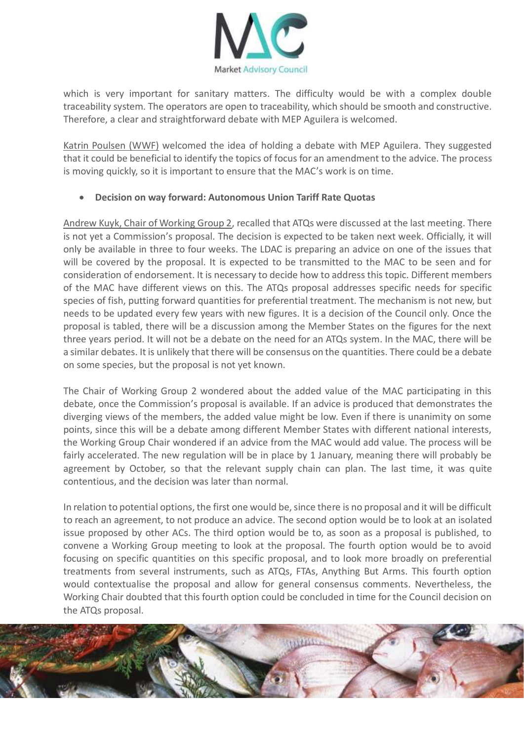which is very important for sanitary matters. The difficulty would be with a complex double traceability system. The operators are open to traceability, which should be smooth and constructive. Therefore, a clear and straightforward debate with MEP Aguilera is welcomed.

Katrin Poulsen (WWF) welcomed the idea of holding a debate with MEP Aguilera. They suggested that it could be beneficial to identify the topics of focus for an amendment to the advice. The process is moving quickly, so it is important to ensure that the MAC's work is on time.

- **Decision on way forward: Autonomous Union Tariff Rate Quotas**

Andrew Kuyk, Chair of Working Group 2, recalled that ATQs were discussed at the last meeting. There is not yet a Commission's proposal. The decision is expected to be taken next week. Officially, it will only be available in three to four weeks. The LDAC is preparing an advice on one of the issues that will be covered by the proposal. It is expected to be transmitted to the MAC to be seen and for consideration of endorsement. It is necessary to decide how to address this topic. Different members of the MAC have different views on this. The ATQs proposal addresses specific needs for specific species of fish, putting forward quantities for preferential treatment. The mechanism is not new, but needs to be updated every few years with new figures. It is a decision of the Council only. Once the proposal is tabled, there will be a discussion among the Member States on the figures for the next three years period. It will not be a debate on the need for an ATQs system. In the MAC, there will be a similar debates. It is unlikely that there will be consensus on the quantities. There could be a debate on some species, but the proposal is not yet known.

The Chair of Working Group 2 wondered about the added value of the MAC participating in this debate, once the Commission's proposal is available. If an advice is produced that demonstrates the diverging views of the members, the added value might be low. Even if there is unanimity on some points, since this will be a debate among different Member States with different national interests, the Working Group Chair wondered if an advice from the MAC would add value. The process will be fairly accelerated. The new regulation will be in place by 1 January, meaning there will probably be agreement by October, so that the relevant supply chain can plan. The last time, it was quite contentious, and the decision was later than normal.

In relation to potential options, the first one would be, since there is no proposal and it will be difficult to reach an agreement, to not produce an advice. The second option would be to look at an isolated issue proposed by other ACs. The third option would be to, as soon as a proposal is published, to convene a Working Group meeting to look at the proposal. The fourth option would be to avoid focusing on specific quantities on this specific proposal, and to look more broadly on preferential treatments from several instruments, such as ATQs, FTAs, Anything But Arms. This fourth option would contextualise the proposal and allow for general consensus comments. Nevertheless, the Working Chair doubted that this fourth option could be concluded in time for the Council decision on the ATQs proposal.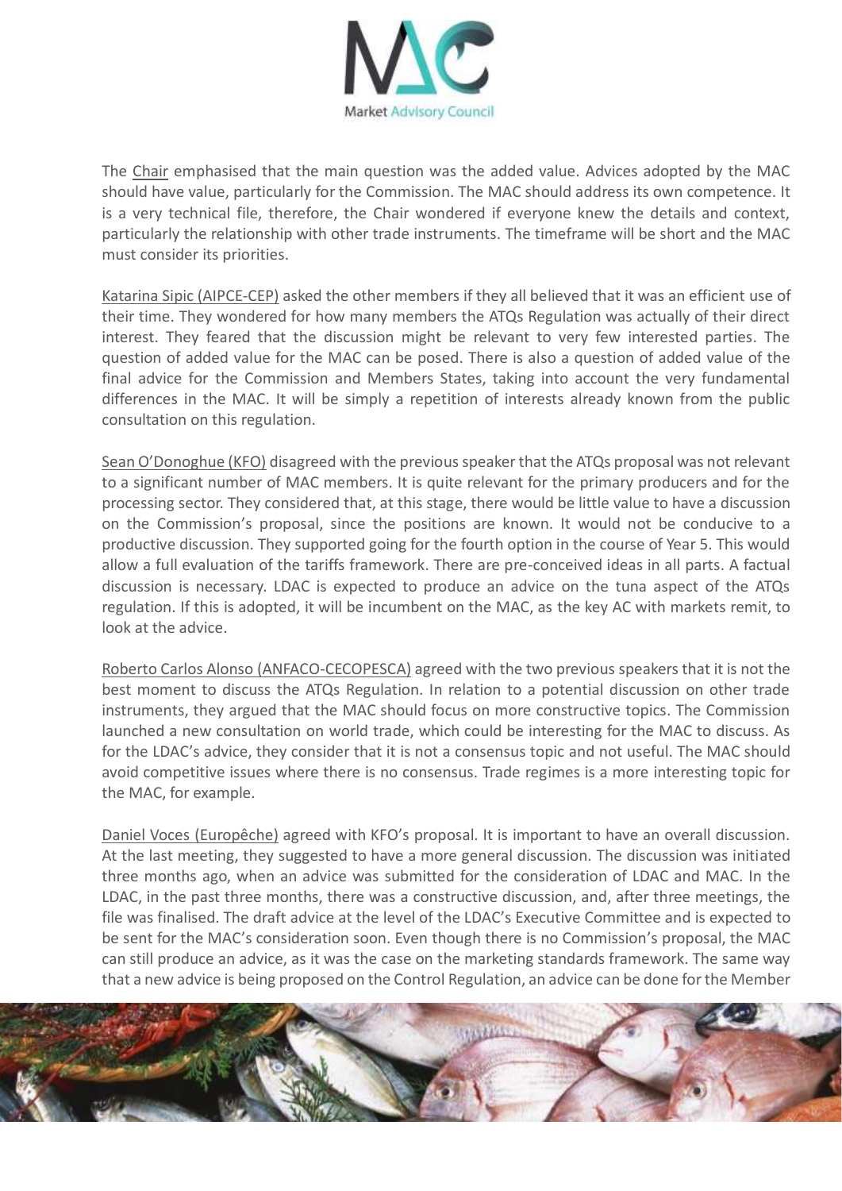The Chair emphasised that the main question was the added value. Advices adopted by the MAC should have value, particularly for the Commission. The MAC should address its own competence. It is a very technical file, therefore, the Chair wondered if everyone knew the details and context, particularly the relationship with other trade instruments. The timeframe will be short and the MAC must consider its priorities.

Katarina Sipic (AIPCE-CEP) asked the other members if they all believed that it was an efficient use of their time. They wondered for how many members the ATQs Regulation was actually of their direct interest. They feared that the discussion might be relevant to very few interested parties. The question of added value for the MAC can be posed. There is also a question of added value of the final advice for the Commission and Members States, taking into account the very fundamental differences in the MAC. It will be simply a repetition of interests already known from the public consultation on this regulation.

Sean O'Donoghue (KFO) disagreed with the previous speaker that the ATQs proposal was not relevant to a significant number of MAC members. It is quite relevant for the primary producers and for the processing sector. They considered that, at this stage, there would be little value to have a discussion on the Commission's proposal, since the positions are known. It would not be conducive to a productive discussion. They supported going for the fourth option in the course of Year 5. This would allow a full evaluation of the tariffs framework. There are pre-conceived ideas in all parts. A factual discussion is necessary. LDAC is expected to produce an advice on the tuna aspect of the ATQs regulation. If this is adopted, it will be incumbent on the MAC, as the key AC with markets remit, to look at the advice.

Roberto Carlos Alonso (ANFACO-CECOPESCA) agreed with the two previous speakers that it is not the best moment to discuss the ATQs Regulation. In relation to a potential discussion on other trade instruments, they argued that the MAC should focus on more constructive topics. The Commission launched a new consultation on world trade, which could be interesting for the MAC to discuss. As for the LDAC's advice, they consider that it is not a consensus topic and not useful. The MAC should avoid competitive issues where there is no consensus. Trade regimes is a more interesting topic for the MAC, for example.

Daniel Voces (Europêche) agreed with KFO's proposal. It is important to have an overall discussion. At the last meeting, they suggested to have a more general discussion. The discussion was initiated three months ago, when an advice was submitted for the consideration of LDAC and MAC. In the LDAC, in the past three months, there was a constructive discussion, and, after three meetings, the file was finalised. The draft advice at the level of the LDAC's Executive Committee and is expected to be sent for the MAC's consideration soon. Even though there is no Commission's proposal, the MAC can still produce an advice, as it was the case on the marketing standards framework. The same way that a new advice is being proposed on the Control Regulation, an advice can be done for the Member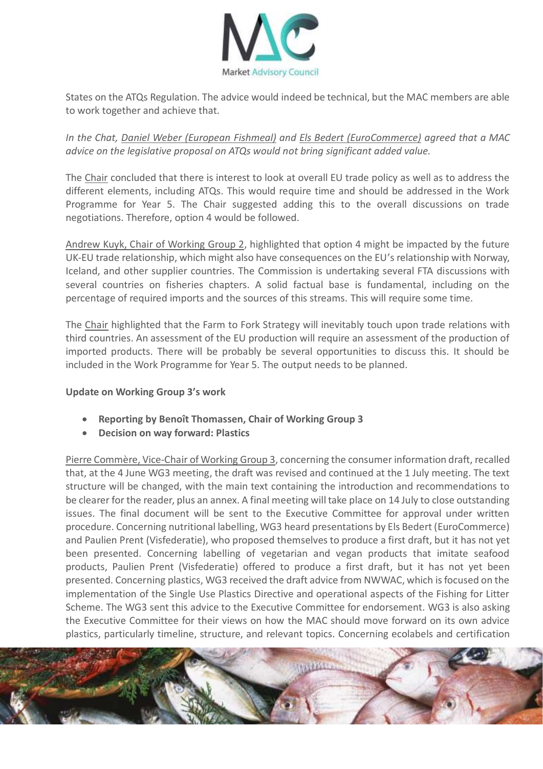States on the ATQs Regulation. The advice would indeed be technical, but the MAC members are able to work together and achieve that.

*In the Chat, Daniel Weber (European Fishmeal) and Els Bedert (EuroCommerce) agreed that a MAC advice on the legislative proposal on ATQs would not bring significant added value.*

The Chair concluded that there is interest to look at overall EU trade policy as well as to address the different elements, including ATQs. This would require time and should be addressed in the Work Programme for Year 5. The Chair suggested adding this to the overall discussions on trade negotiations. Therefore, option 4 would be followed.

Andrew Kuyk, Chair of Working Group 2, highlighted that option 4 might be impacted by the future UK-EU trade relationship, which might also have consequences on the EU's relationship with Norway, Iceland, and other supplier countries. The Commission is undertaking several FTA discussions with several countries on fisheries chapters. A solid factual base is fundamental, including on the percentage of required imports and the sources of this streams. This will require some time.

The Chair highlighted that the Farm to Fork Strategy will inevitably touch upon trade relations with third countries. An assessment of the EU production will require an assessment of the production of imported products. There will be probably be several opportunities to discuss this. It should be included in the Work Programme for Year 5. The output needs to be planned.

**Update on Working Group 3's work**

- **Reporting by Benoît Thomassen, Chair of Working Group 3**
- **Decision on way forward: Plastics**

Pierre Commère, Vice-Chair of Working Group 3, concerning the consumer information draft, recalled that, at the 4 June WG3 meeting, the draft was revised and continued at the 1 July meeting. The text structure will be changed, with the main text containing the introduction and recommendations to be clearer for the reader, plus an annex. A final meeting will take place on 14 July to close outstanding issues. The final document will be sent to the Executive Committee for approval under written procedure. Concerning nutritional labelling, WG3 heard presentations by Els Bedert (EuroCommerce) and Paulien Prent (Visfederatie), who proposed themselves to produce a first draft, but it has not yet been presented. Concerning labelling of vegetarian and vegan products that imitate seafood products, Paulien Prent (Visfederatie) offered to produce a first draft, but it has not yet been presented. Concerning plastics, WG3 received the draft advice from NWWAC, which is focused on the implementation of the Single Use Plastics Directive and operational aspects of the Fishing for Litter Scheme. The WG3 sent this advice to the Executive Committee for endorsement. WG3 is also asking the Executive Committee for their views on how the MAC should move forward on its own advice plastics, particularly timeline, structure, and relevant topics. Concerning ecolabels and certification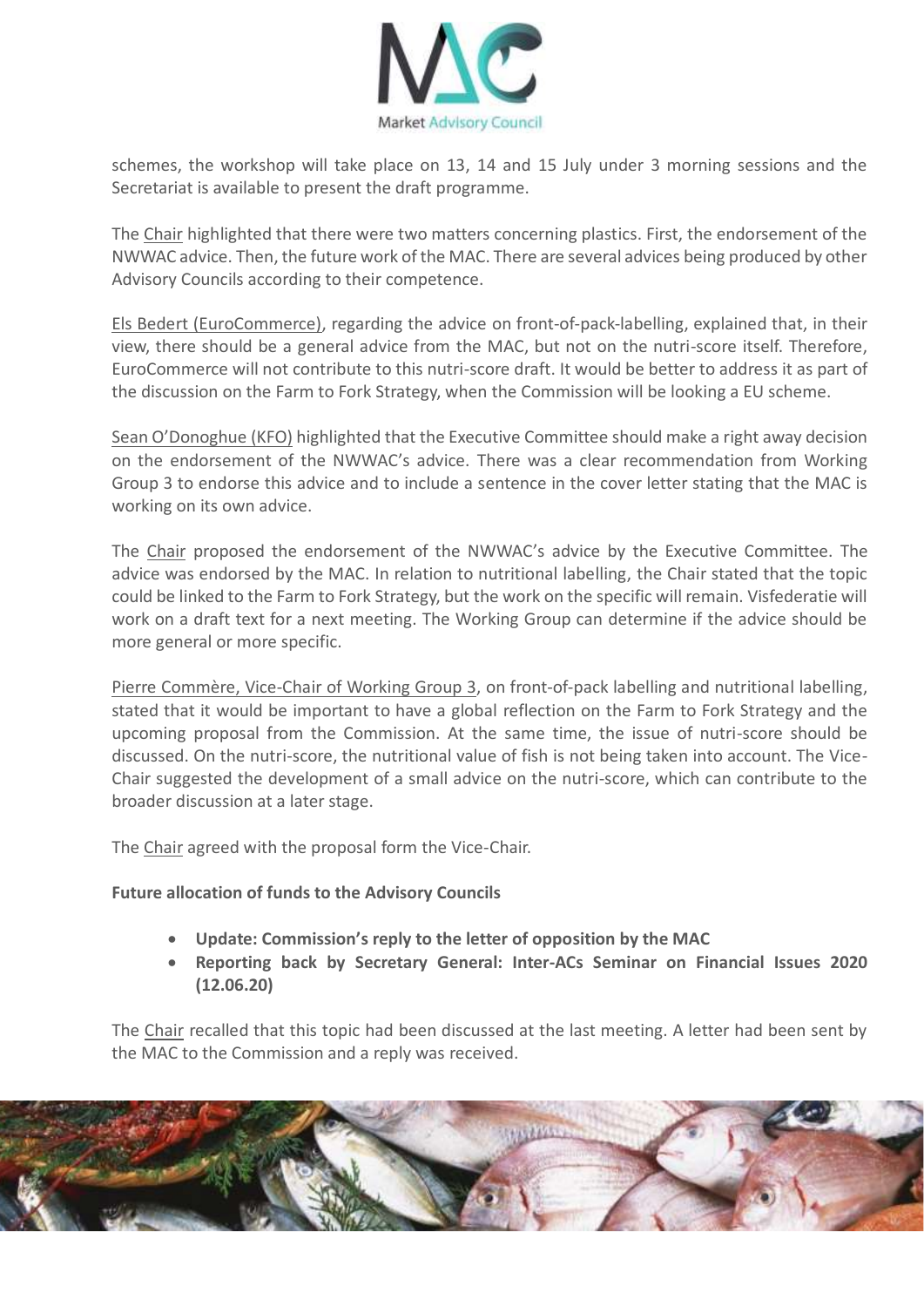schemes, the workshop will take place on 13, 14 and 15 July under 3 morning sessions and the Secretariat is available to present the draft programme.

The Chair highlighted that there were two matters concerning plastics. First, the endorsement of the NWWAC advice. Then, the future work of the MAC. There are several advices being produced by other Advisory Councils according to their competence.

Els Bedert (EuroCommerce), regarding the advice on front-of-pack-labelling, explained that, in their view, there should be a general advice from the MAC, but not on the nutri-score itself. Therefore, EuroCommerce will not contribute to this nutri-score draft. It would be better to address it as part of the discussion on the Farm to Fork Strategy, when the Commission will be looking a EU scheme.

Sean O'Donoghue (KFO) highlighted that the Executive Committee should make a right away decision on the endorsement of the NWWAC's advice. There was a clear recommendation from Working Group 3 to endorse this advice and to include a sentence in the cover letter stating that the MAC is working on its own advice.

The Chair proposed the endorsement of the NWWAC's advice by the Executive Committee. The advice was endorsed by the MAC. In relation to nutritional labelling, the Chair stated that the topic could be linked to the Farm to Fork Strategy, but the work on the specific will remain. Visfederatie will work on a draft text for a next meeting. The Working Group can determine if the advice should be more general or more specific.

Pierre Commère, Vice-Chair of Working Group 3, on front-of-pack labelling and nutritional labelling, stated that it would be important to have a global reflection on the Farm to Fork Strategy and the upcoming proposal from the Commission. At the same time, the issue of nutri-score should be discussed. On the nutri-score, the nutritional value of fish is not being taken into account. The Vice-Chair suggested the development of a small advice on the nutri-score, which can contribute to the broader discussion at a later stage.

The Chair agreed with the proposal form the Vice-Chair.

**Future allocation of funds to the Advisory Councils**

- **Update: Commission's reply to the letter of opposition by the MAC**
- **Reporting back by Secretary General: Inter-ACs Seminar on Financial Issues 2020 (12.06.20)**

The Chair recalled that this topic had been discussed at the last meeting. A letter had been sent by the MAC to the Commission and a reply was received.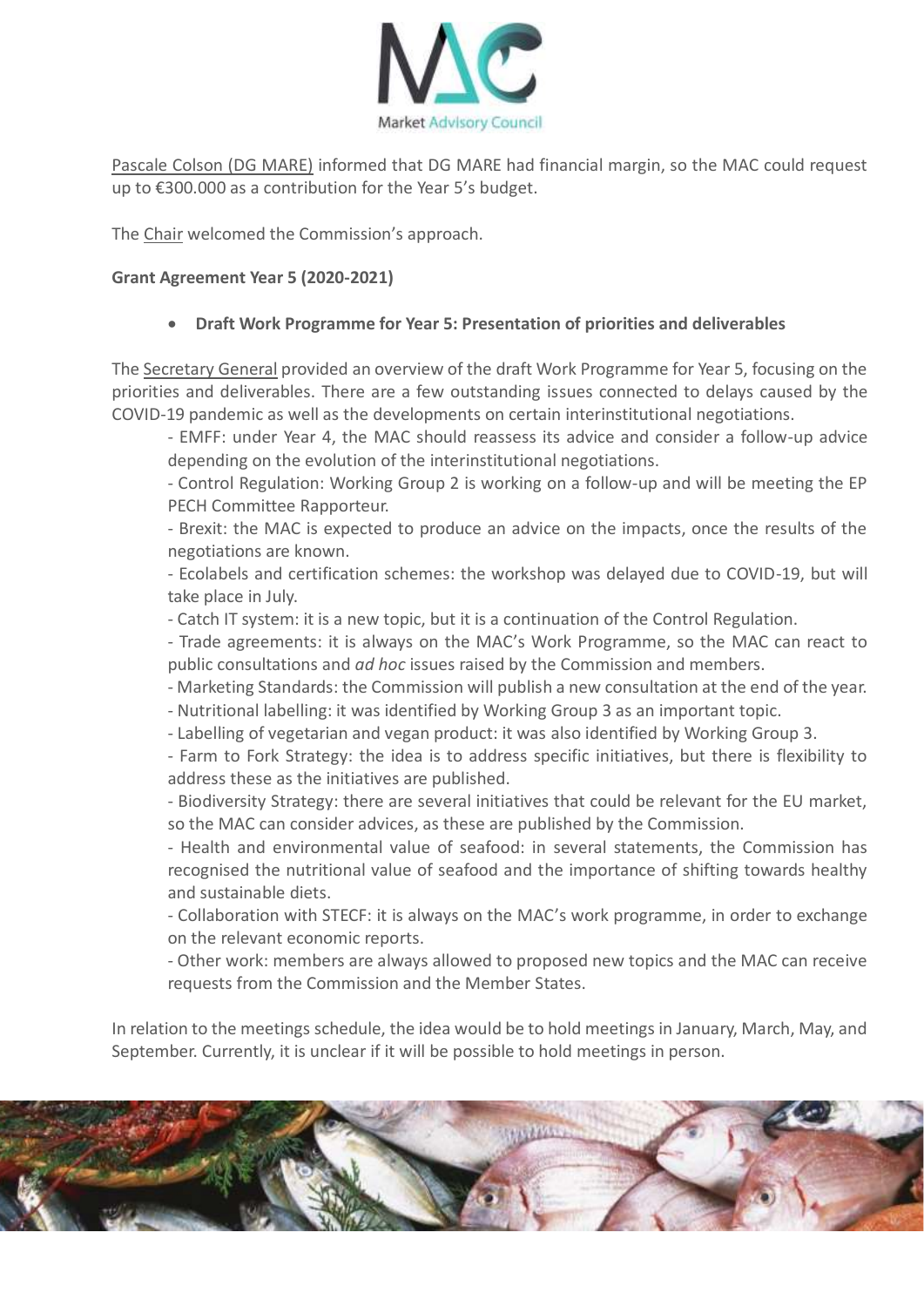Pascale Colson (DG MARE) informed that DG MARE had financial margin, so the MAC could request up to €300.000 as a contribution for the Year 5's budget.

The Chair welcomed the Commission's approach.

**Grant Agreement Year 5 (2020-2021)**

- **Draft Work Programme for Year 5: Presentation of priorities and deliverables**

The Secretary General provided an overview of the draft Work Programme for Year 5, focusing on the priorities and deliverables. There are a few outstanding issues connected to delays caused by the COVID-19 pandemic as well as the developments on certain interinstitutional negotiations.

- EMFF: under Year 4, the MAC should reassess its advice and consider a follow-up advice depending on the evolution of the interinstitutional negotiations.
- Control Regulation: Working Group 2 is working on a follow-up and will be meeting the EP PECH Committee Rapporteur.
- Brexit: the MAC is expected to produce an advice on the impacts, once the results of the negotiations are known.
- Ecolabels and certification schemes: the workshop was delayed due to COVID-19, but will take place in July.
- Catch IT system: it is a new topic, but it is a continuation of the Control Regulation.
- Trade agreements: it is always on the MAC's Work Programme, so the MAC can react to public consultations and *ad hoc* issues raised by the Commission and members.
- Marketing Standards: the Commission will publish a new consultation at the end of the year.
- Nutritional labelling: it was identified by Working Group 3 as an important topic.
- Labelling of vegetarian and vegan product: it was also identified by Working Group 3.
- Farm to Fork Strategy: the idea is to address specific initiatives, but there is flexibility to address these as the initiatives are published.
- Biodiversity Strategy: there are several initiatives that could be relevant for the EU market, so the MAC can consider advices, as these are published by the Commission.
- Health and environmental value of seafood: in several statements, the Commission has recognised the nutritional value of seafood and the importance of shifting towards healthy and sustainable diets.
- Collaboration with STECF: it is always on the MAC's work programme, in order to exchange on the relevant economic reports.
- Other work: members are always allowed to proposed new topics and the MAC can receive requests from the Commission and the Member States.

In relation to the meetings schedule, the idea would be to hold meetings in January, March, May, and September. Currently, it is unclear if it will be possible to hold meetings in person.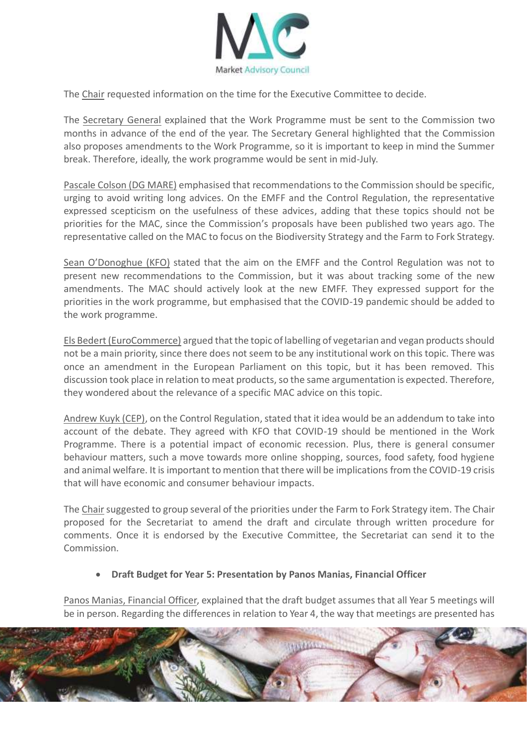The Chair requested information on the time for the Executive Committee to decide.

The Secretary General explained that the Work Programme must be sent to the Commission two months in advance of the end of the year. The Secretary General highlighted that the Commission also proposes amendments to the Work Programme, so it is important to keep in mind the Summer break. Therefore, ideally, the work programme would be sent in mid-July.

Pascale Colson (DG MARE) emphasised that recommendations to the Commission should be specific, urging to avoid writing long advices. On the EMFF and the Control Regulation, the representative expressed scepticism on the usefulness of these advices, adding that these topics should not be priorities for the MAC, since the Commission's proposals have been published two years ago. The representative called on the MAC to focus on the Biodiversity Strategy and the Farm to Fork Strategy.

Sean O'Donoghue (KFO) stated that the aim on the EMFF and the Control Regulation was not to present new recommendations to the Commission, but it was about tracking some of the new amendments. The MAC should actively look at the new EMFF. They expressed support for the priorities in the work programme, but emphasised that the COVID-19 pandemic should be added to the work programme.

Els Bedert (EuroCommerce) argued that the topic of labelling of vegetarian and vegan products should not be a main priority, since there does not seem to be any institutional work on this topic. There was once an amendment in the European Parliament on this topic, but it has been removed. This discussion took place in relation to meat products, so the same argumentation is expected. Therefore, they wondered about the relevance of a specific MAC advice on this topic.

Andrew Kuyk (CEP), on the Control Regulation, stated that it idea would be an addendum to take into account of the debate. They agreed with KFO that COVID-19 should be mentioned in the Work Programme. There is a potential impact of economic recession. Plus, there is general consumer behaviour matters, such a move towards more online shopping, sources, food safety, food hygiene and animal welfare. It is important to mention that there will be implications from the COVID-19 crisis that will have economic and consumer behaviour impacts.

The Chair suggested to group several of the priorities under the Farm to Fork Strategy item. The Chair proposed for the Secretariat to amend the draft and circulate through written procedure for comments. Once it is endorsed by the Executive Committee, the Secretariat can send it to the Commission.

- **Draft Budget for Year 5: Presentation by Panos Manias, Financial Officer**

Panos Manias, Financial Officer, explained that the draft budget assumes that all Year 5 meetings will be in person. Regarding the differences in relation to Year 4, the way that meetings are presented has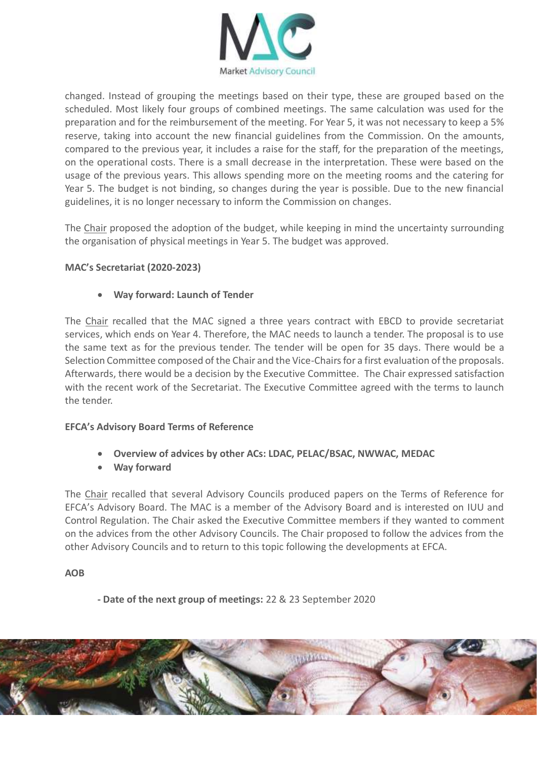changed. Instead of grouping the meetings based on their type, these are grouped based on the scheduled. Most likely four groups of combined meetings. The same calculation was used for the preparation and for the reimbursement of the meeting. For Year 5, it was not necessary to keep a 5% reserve, taking into account the new financial guidelines from the Commission. On the amounts, compared to the previous year, it includes a raise for the staff, for the preparation of the meetings, on the operational costs. There is a small decrease in the interpretation. These were based on the usage of the previous years. This allows spending more on the meeting rooms and the catering for Year 5. The budget is not binding, so changes during the year is possible. Due to the new financial guidelines, it is no longer necessary to inform the Commission on changes.

The Chair proposed the adoption of the budget, while keeping in mind the uncertainty surrounding the organisation of physical meetings in Year 5. The budget was approved.

**MAC's Secretariat (2020-2023)**

- **Way forward: Launch of Tender**

The Chair recalled that the MAC signed a three years contract with EBCD to provide secretariat services, which ends on Year 4. Therefore, the MAC needs to launch a tender. The proposal is to use the same text as for the previous tender. The tender will be open for 35 days. There would be a Selection Committee composed of the Chair and the Vice-Chairs for a first evaluation of the proposals. Afterwards, there would be a decision by the Executive Committee. The Chair expressed satisfaction with the recent work of the Secretariat. The Executive Committee agreed with the terms to launch the tender.

**EFCA's Advisory Board Terms of Reference**

- **Overview of advices by other ACs: LDAC, PELAC/BSAC, NWWAC, MEDAC**
- **Way forward**

The Chair recalled that several Advisory Councils produced papers on the Terms of Reference for EFCA's Advisory Board. The MAC is a member of the Advisory Board and is interested on IUU and Control Regulation. The Chair asked the Executive Committee members if they wanted to comment on the advices from the other Advisory Councils. The Chair proposed to follow the advices from the other Advisory Councils and to return to this topic following the developments at EFCA.

**AOB**

- **Date of the next group of meetings:** 22 & 23 September 2020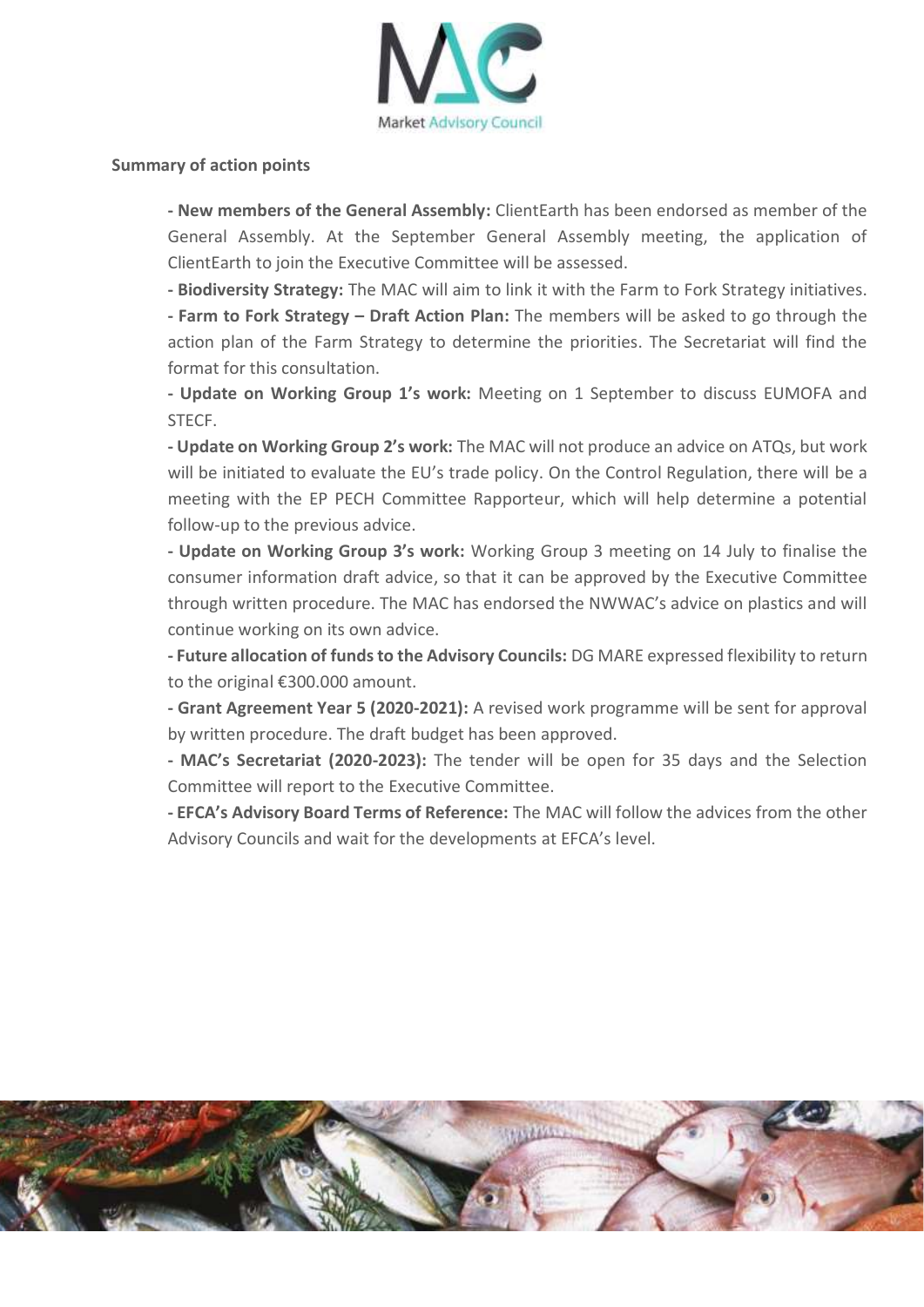**Summary of action points**

- **New members of the General Assembly:** ClientEarth has been endorsed as member of the General Assembly. At the September General Assembly meeting, the application of ClientEarth to join the Executive Committee will be assessed.
- **Biodiversity Strategy:** The MAC will aim to link it with the Farm to Fork Strategy initiatives.
- **Farm to Fork Strategy – Draft Action Plan:** The members will be asked to go through the action plan of the Farm Strategy to determine the priorities. The Secretariat will find the format for this consultation.
- **Update on Working Group 1's work:** Meeting on 1 September to discuss EUMOFA and STECF.
- **Update on Working Group 2's work:** The MAC will not produce an advice on ATQs, but work will be initiated to evaluate the EU's trade policy. On the Control Regulation, there will be a meeting with the EP PECH Committee Rapporteur, which will help determine a potential follow-up to the previous advice.
- **Update on Working Group 3's work:** Working Group 3 meeting on 14 July to finalise the consumer information draft advice, so that it can be approved by the Executive Committee through written procedure. The MAC has endorsed the NWWAC's advice on plastics and will continue working on its own advice.
- **Future allocation of funds to the Advisory Councils:** DG MARE expressed flexibility to return to the original €300.000 amount.
- **Grant Agreement Year 5 (2020-2021):** A revised work programme will be sent for approval by written procedure. The draft budget has been approved.
- **MAC's Secretariat (2020-2023):** The tender will be open for 35 days and the Selection Committee will report to the Executive Committee.
- **EFCA's Advisory Board Terms of Reference:** The MAC will follow the advices from the other Advisory Councils and wait for the developments at EFCA's level.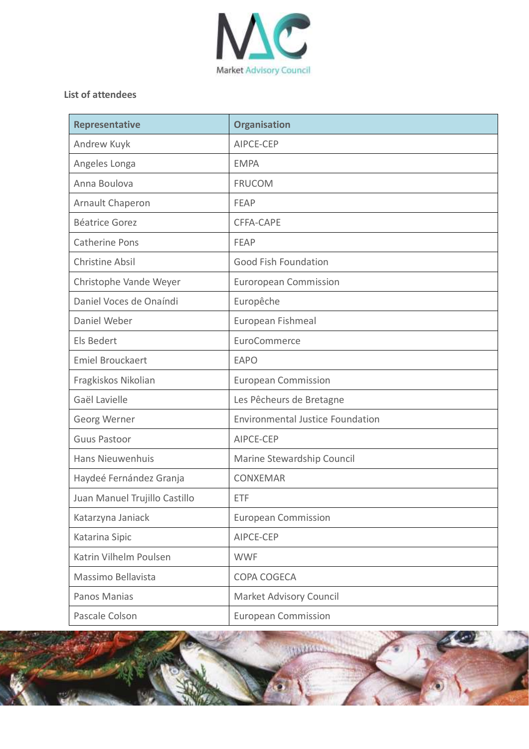List of attendees

| Representative | Organisation |
|---|---|
| Andrew Kuyk | AIPCE-CEP |
| Angeles Longa | EMPA |
| Anna Boulova | FRUCOM |
| Arnault Chaperon | FEAP |
| Béatrice Gorez | CFFA-CAPE |
| Catherine Pons | FEAP |
| Christine Absil | Good Fish Foundation |
| Christophe Vande Weyer | Eurorpean Commission |
| Daniel Voces de Onaíndi | Europêche |
| Daniel Weber | European Fishmeal |
| Els Bedert | EuroCommerce |
| Emiel Brouckaert | EAPO |
| Fragkiskos Nikolian | European Commission |
| Gaël Lavielle | Les Pêcheurs de Bretagne |
| Georg Werner | Environmental Justice Foundation |
| Guus Pastoor | AIPCE-CEP |
| Hans Nieuwenhuis | Marine Stewardship Council |
| Haydeé Fernández Granja | CONXEMAR |
| Juan Manuel Trujillo Castillo | ETF |
| Katarzyna Janiack | European Commission |
| Katarina Sipic | AIPCE-CEP |
| Katrin Vilhelm Poulsen | WWF |
| Massimo Bellavista | COPA COGECA |
| Panos Manias | Market Advisory Council |
| Pascale Colson | European Commission |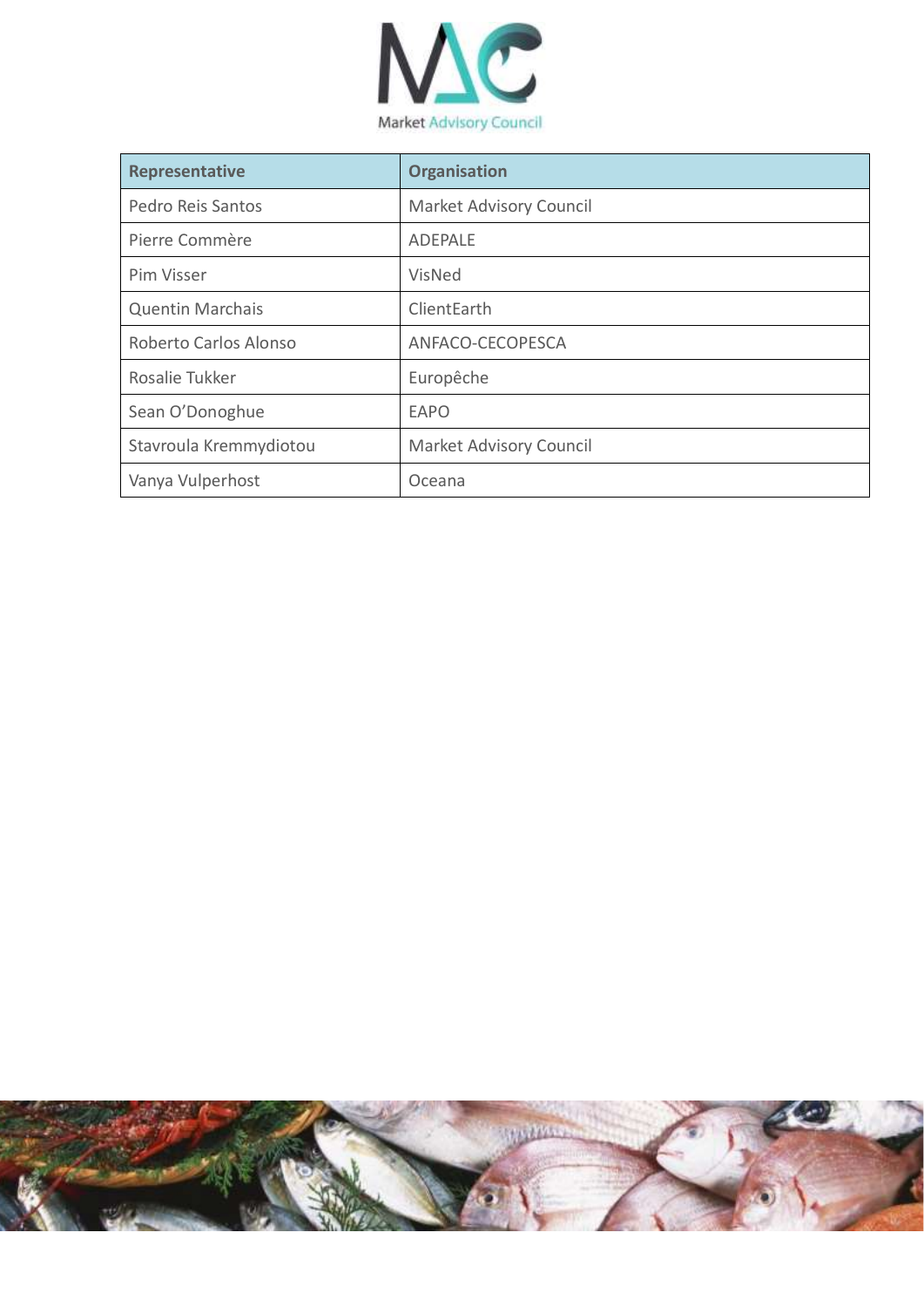| Representative | Organisation |
|---|---|
| Pedro Reis Santos | Market Advisory Council |
| Pierre Commère | ADEPALE |
| Pim Visser | VisNed |
| Quentin Marchais | ClientEarth |
| Roberto Carlos Alonso | ANFACO-CECOPESCA |
| Rosalie Tukker | Europêche |
| Sean O'Donoghue | EAPO |
| Stavroula Kremmydiotou | Market Advisory Council |
| Vanya Vulperhost | Oceana |